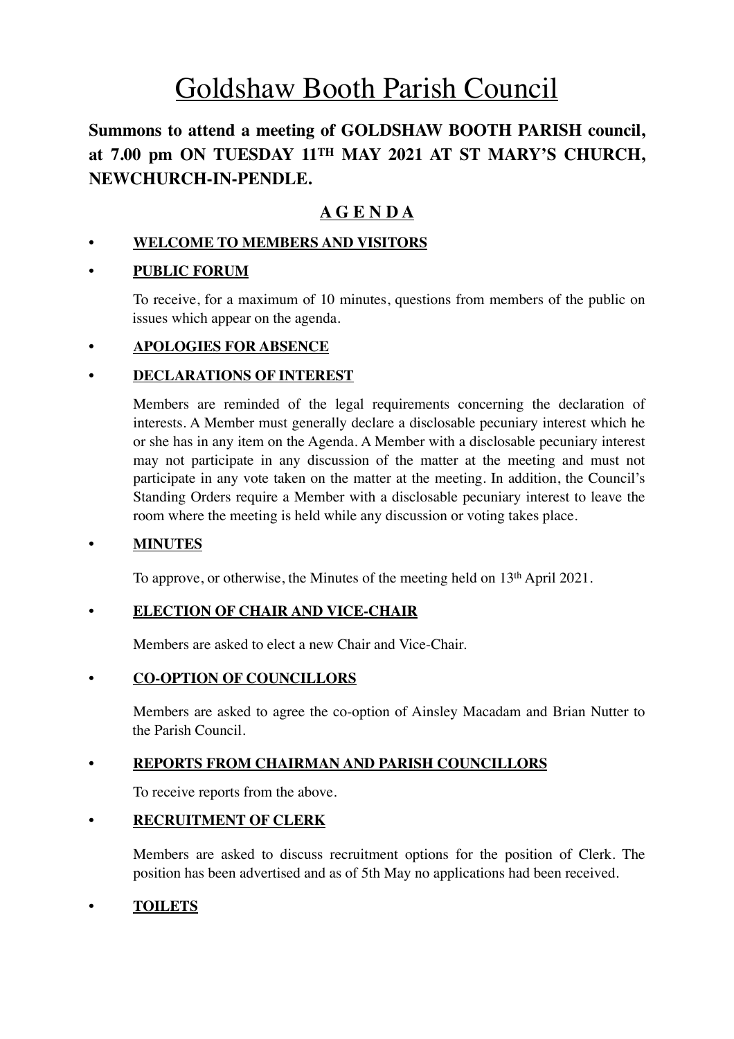# Goldshaw Booth Parish Council

**Summons to attend a meeting of GOLDSHAW BOOTH PARISH council, at 7.00 pm ON TUESDAY 11TH MAY 2021 AT ST MARY'S CHURCH, NEWCHURCH-IN-PENDLE.**

## A G E N D A

- **WELCOME TO MEMBERS AND VISITORS**

- **PUBLIC FORUM**

  To receive, for a maximum of 10 minutes, questions from members of the public on issues which appear on the agenda.

- **APOLOGIES FOR ABSENCE**

- **DECLARATIONS OF INTEREST**

  Members are reminded of the legal requirements concerning the declaration of interests. A Member must generally declare a disclosable pecuniary interest which he or she has in any item on the Agenda. A Member with a disclosable pecuniary interest may not participate in any discussion of the matter at the meeting and must not participate in any vote taken on the matter at the meeting. In addition, the Council's Standing Orders require a Member with a disclosable pecuniary interest to leave the room where the meeting is held while any discussion or voting takes place.

- **MINUTES**

  To approve, or otherwise, the Minutes of the meeting held on 13th April 2021.

- **ELECTION OF CHAIR AND VICE-CHAIR**

  Members are asked to elect a new Chair and Vice-Chair.

- **CO-OPTION OF COUNCILLORS**

  Members are asked to agree the co-option of Ainsley Macadam and Brian Nutter to the Parish Council.

- **REPORTS FROM CHAIRMAN AND PARISH COUNCILLORS**

  To receive reports from the above.

- **RECRUITMENT OF CLERK**

  Members are asked to discuss recruitment options for the position of Clerk. The position has been advertised and as of 5th May no applications had been received.

- **TOILETS**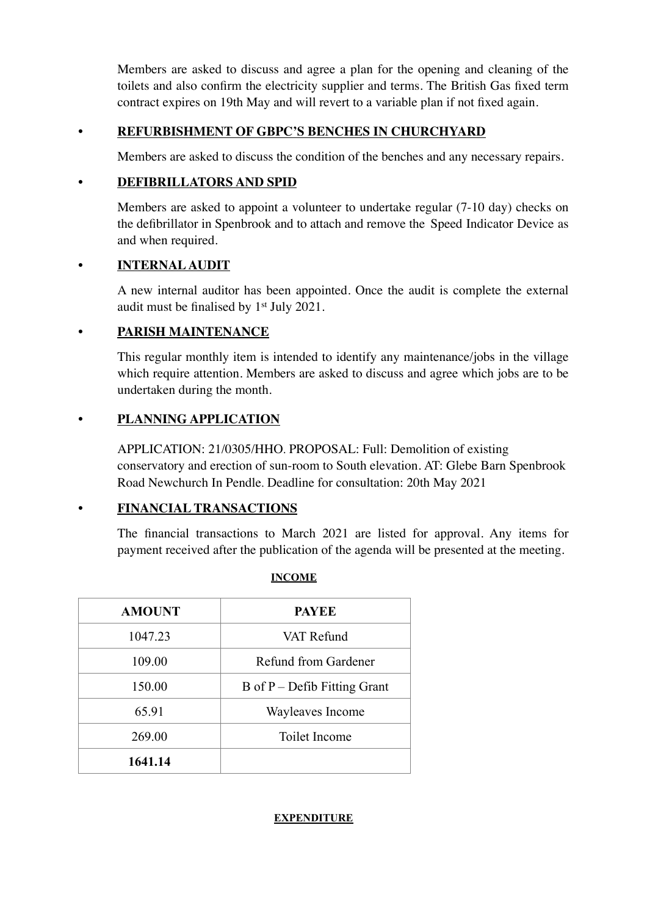Members are asked to discuss and agree a plan for the opening and cleaning of the toilets and also confirm the electricity supplier and terms. The British Gas fixed term contract expires on 19th May and will revert to a variable plan if not fixed again.

- **REFURBISHMENT OF GBPC'S BENCHES IN CHURCHYARD**

  Members are asked to discuss the condition of the benches and any necessary repairs.

- **DEFIBRILLATORS AND SPID**

  Members are asked to appoint a volunteer to undertake regular (7-10 day) checks on the defibrillator in Spenbrook and to attach and remove the Speed Indicator Device as and when required.

- **INTERNAL AUDIT**

  A new internal auditor has been appointed. Once the audit is complete the external audit must be finalised by 1st July 2021.

- **PARISH MAINTENANCE**

  This regular monthly item is intended to identify any maintenance/jobs in the village which require attention. Members are asked to discuss and agree which jobs are to be undertaken during the month.

- **PLANNING APPLICATION**

  APPLICATION: 21/0305/HHO. PROPOSAL: Full: Demolition of existing conservatory and erection of sun-room to South elevation. AT: Glebe Barn Spenbrook Road Newchurch In Pendle. Deadline for consultation: 20th May 2021

- **FINANCIAL TRANSACTIONS**

  The financial transactions to March 2021 are listed for approval. Any items for payment received after the publication of the agenda will be presented at the meeting.

**INCOME**

| AMOUNT | PAYEE |
|---|---|
| 1047.23 | VAT Refund |
| 109.00 | Refund from Gardener |
| 150.00 | B of P – Defib Fitting Grant |
| 65.91 | Wayleaves Income |
| 269.00 | Toilet Income |
| **1641.14** | |

**EXPENDITURE**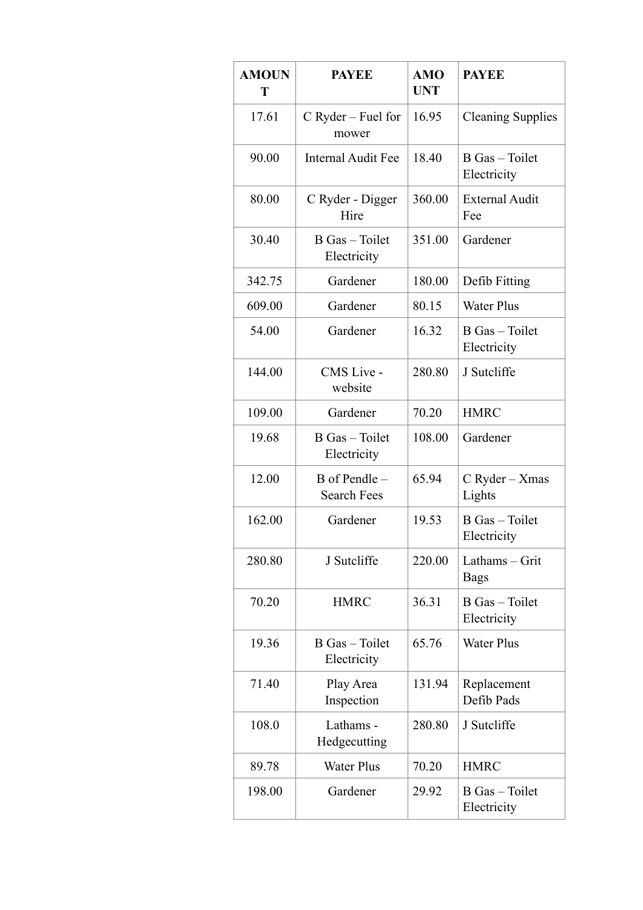| AMOUNT | PAYEE | AMOUNT | PAYEE |
|---|---|---|---|
| 17.61 | C Ryder – Fuel for mower | 16.95 | Cleaning Supplies |
| 90.00 | Internal Audit Fee | 18.40 | B Gas – Toilet Electricity |
| 80.00 | C Ryder - Digger Hire | 360.00 | External Audit Fee |
| 30.40 | B Gas – Toilet Electricity | 351.00 | Gardener |
| 342.75 | Gardener | 180.00 | Defib Fitting |
| 609.00 | Gardener | 80.15 | Water Plus |
| 54.00 | Gardener | 16.32 | B Gas – Toilet Electricity |
| 144.00 | CMS Live - website | 280.80 | J Sutcliffe |
| 109.00 | Gardener | 70.20 | HMRC |
| 19.68 | B Gas – Toilet Electricity | 108.00 | Gardener |
| 12.00 | B of Pendle – Search Fees | 65.94 | C Ryder – Xmas Lights |
| 162.00 | Gardener | 19.53 | B Gas – Toilet Electricity |
| 280.80 | J Sutcliffe | 220.00 | Lathams – Grit Bags |
| 70.20 | HMRC | 36.31 | B Gas – Toilet Electricity |
| 19.36 | B Gas – Toilet Electricity | 65.76 | Water Plus |
| 71.40 | Play Area Inspection | 131.94 | Replacement Defib Pads |
| 108.0 | Lathams - Hedgecutting | 280.80 | J Sutcliffe |
| 89.78 | Water Plus | 70.20 | HMRC |
| 198.00 | Gardener | 29.92 | B Gas – Toilet Electricity |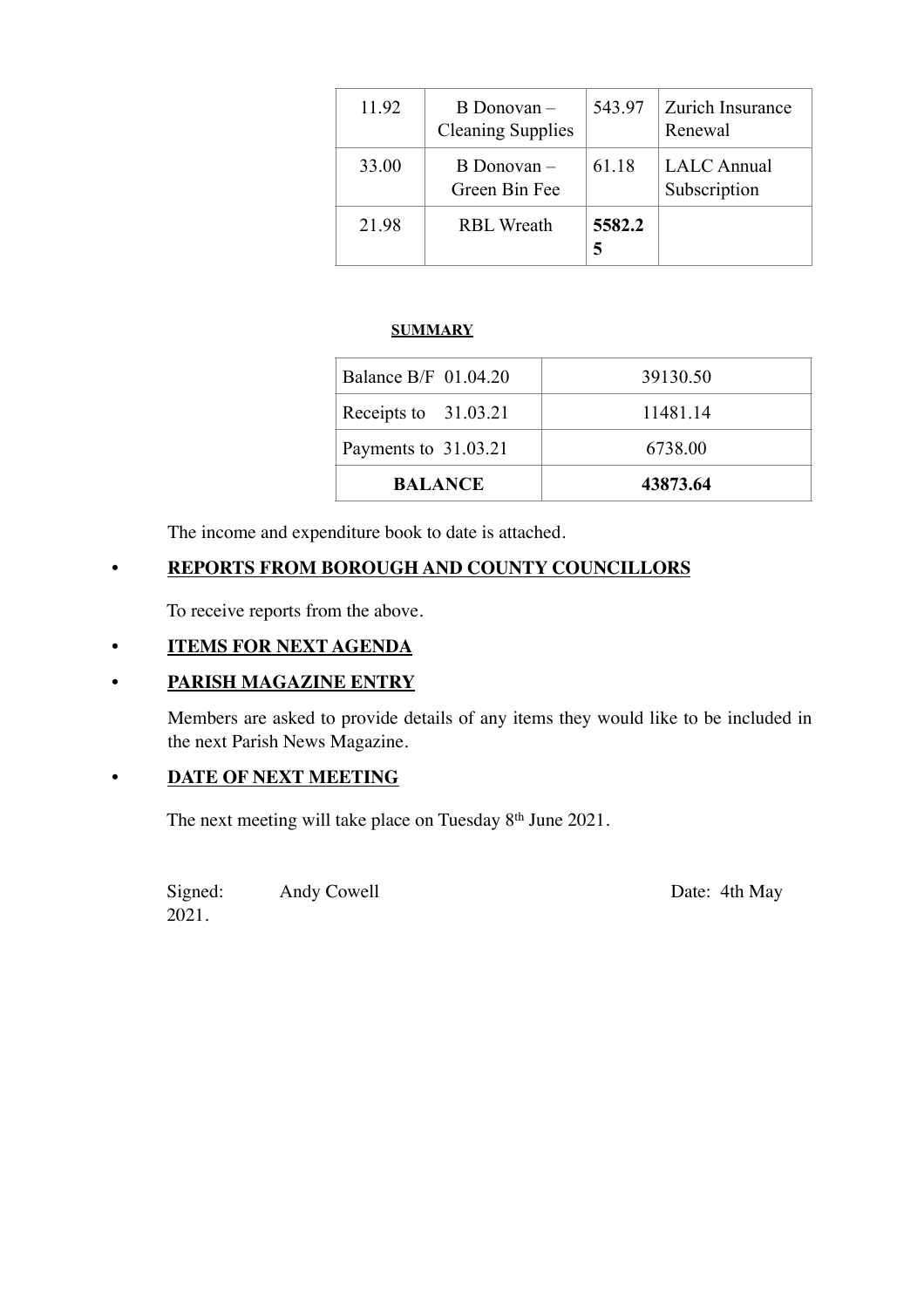| | | | |
|---|---|---|---|
| 11.92 | B Donovan – Cleaning Supplies | 543.97 | Zurich Insurance Renewal |
| 33.00 | B Donovan – Green Bin Fee | 61.18 | LALC Annual Subscription |
| 21.98 | RBL Wreath | **5582.25** | |

**SUMMARY**

| | |
|---|---|
| Balance B/F 01.04.20 | 39130.50 |
| Receipts to 31.03.21 | 11481.14 |
| Payments to 31.03.21 | 6738.00 |
| **BALANCE** | **43873.64** |

The income and expenditure book to date is attached.

- **REPORTS FROM BOROUGH AND COUNTY COUNCILLORS**

  To receive reports from the above.

- **ITEMS FOR NEXT AGENDA**

- **PARISH MAGAZINE ENTRY**

  Members are asked to provide details of any items they would like to be included in the next Parish News Magazine.

- **DATE OF NEXT MEETING**

  The next meeting will take place on Tuesday 8th June 2021.

Signed: Andy Cowell Date: 4th May 2021.